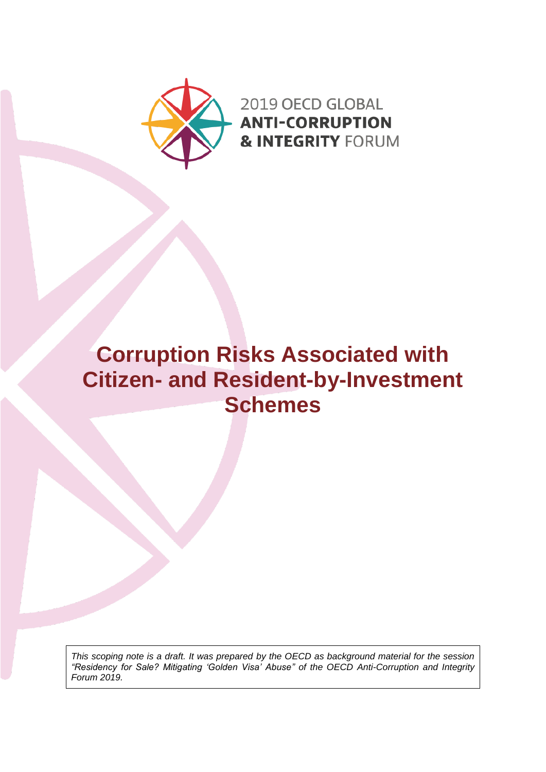2019 OECD GLOBAL
**ANTI-CORRUPTION**
**& INTEGRITY** FORUM

# Corruption Risks Associated with Citizen- and Resident-by-Investment Schemes

*This scoping note is a draft. It was prepared by the OECD as background material for the session "Residency for Sale? Mitigating 'Golden Visa' Abuse" of the OECD Anti-Corruption and Integrity Forum 2019.*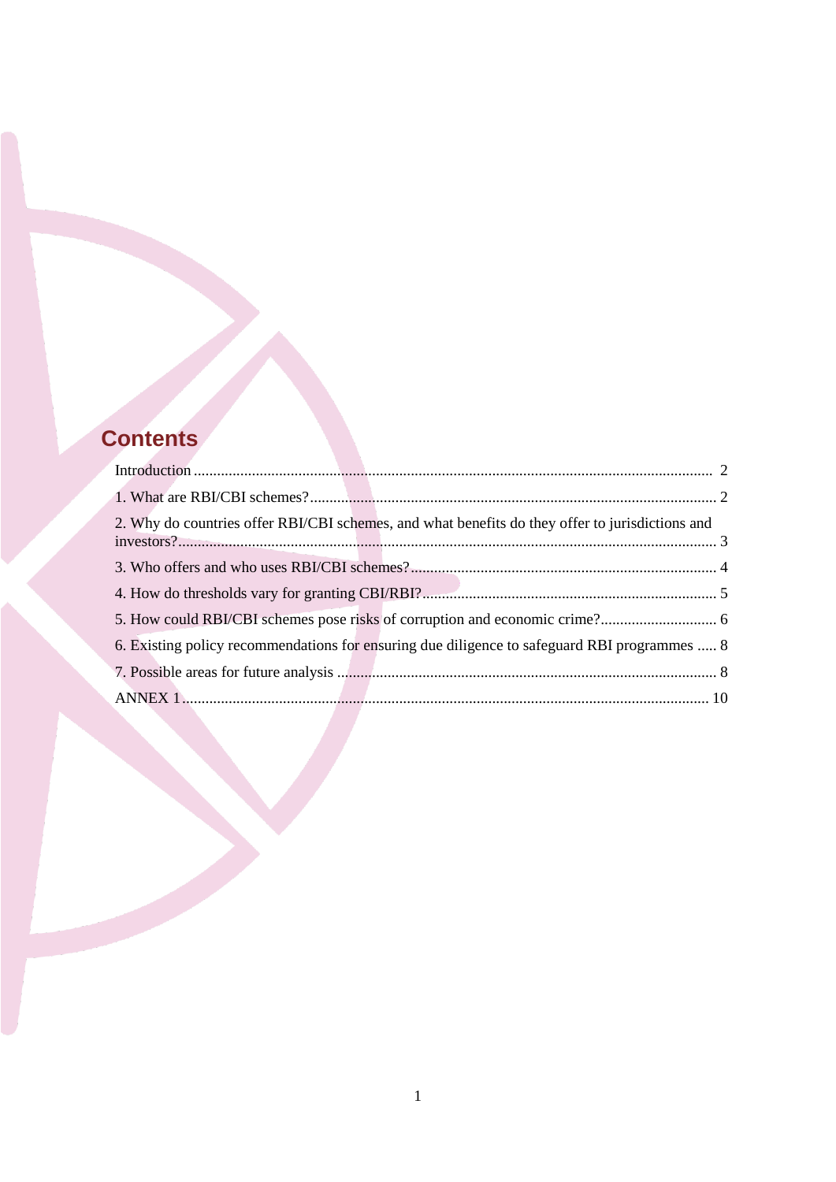# Contents

Introduction ..................................................................................................................... 2

1. What are RBI/CBI schemes? ........................................................................................ 2

2. Why do countries offer RBI/CBI schemes, and what benefits do they offer to jurisdictions and investors? ......................................................................................................................... 3

3. Who offers and who uses RBI/CBI schemes? .............................................................. 4

4. How do thresholds vary for granting CBI/RBI? ........................................................... 5

5. How could RBI/CBI schemes pose risks of corruption and economic crime? ............................ 6

6. Existing policy recommendations for ensuring due diligence to safeguard RBI programmes ..... 8

7. Possible areas for future analysis ................................................................................ 8

ANNEX 1 ....................................................................................................................... 10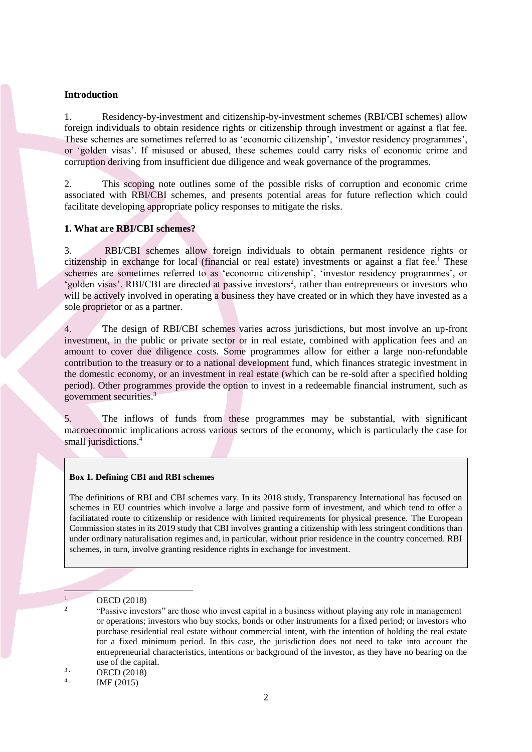### Introduction

1. Residency-by-investment and citizenship-by-investment schemes (RBI/CBI schemes) allow foreign individuals to obtain residence rights or citizenship through investment or against a flat fee. These schemes are sometimes referred to as 'economic citizenship', 'investor residency programmes', or 'golden visas'. If misused or abused, these schemes could carry risks of economic crime and corruption deriving from insufficient due diligence and weak governance of the programmes.

2. This scoping note outlines some of the possible risks of corruption and economic crime associated with RBI/CBI schemes, and presents potential areas for future reflection which could facilitate developing appropriate policy responses to mitigate the risks.

### 1. What are RBI/CBI schemes?

3. RBI/CBI schemes allow foreign individuals to obtain permanent residence rights or citizenship in exchange for local (financial or real estate) investments or against a flat fee.[1] These schemes are sometimes referred to as 'economic citizenship', 'investor residency programmes', or 'golden visas'. RBI/CBI are directed at passive investors[2], rather than entrepreneurs or investors who will be actively involved in operating a business they have created or in which they have invested as a sole proprietor or as a partner.

4. The design of RBI/CBI schemes varies across jurisdictions, but most involve an up-front investment, in the public or private sector or in real estate, combined with application fees and an amount to cover due diligence costs. Some programmes allow for either a large non-refundable contribution to the treasury or to a national development fund, which finances strategic investment in the domestic economy, or an investment in real estate (which can be re-sold after a specified holding period). Other programmes provide the option to invest in a redeemable financial instrument, such as government securities.[3]

5. The inflows of funds from these programmes may be substantial, with significant macroeconomic implications across various sectors of the economy, which is particularly the case for small jurisdictions.[4]

> **Box 1. Defining CBI and RBI schemes**
>
> The definitions of RBI and CBI schemes vary. In its 2018 study, Transparency International has focused on schemes in EU countries which involve a large and passive form of investment, and which tend to offer a faciliatated route to citizenship or residence with limited requirements for physical presence. The European Commission states in its 2019 study that CBI involves granting a citizenship with less stringent conditions than under ordinary naturalisation regimes and, in particular, without prior residence in the country concerned. RBI schemes, in turn, involve granting residence rights in exchange for investment.

---

1. OECD (2018)
2. "Passive investors" are those who invest capital in a business without playing any role in management or operations; investors who buy stocks, bonds or other instruments for a fixed period; or investors who purchase residential real estate without commercial intent, with the intention of holding the real estate for a fixed minimum period. In this case, the jurisdiction does not need to take into account the entrepreneurial characteristics, intentions or background of the investor, as they have no bearing on the use of the capital.
3. OECD (2018)
4. IMF (2015)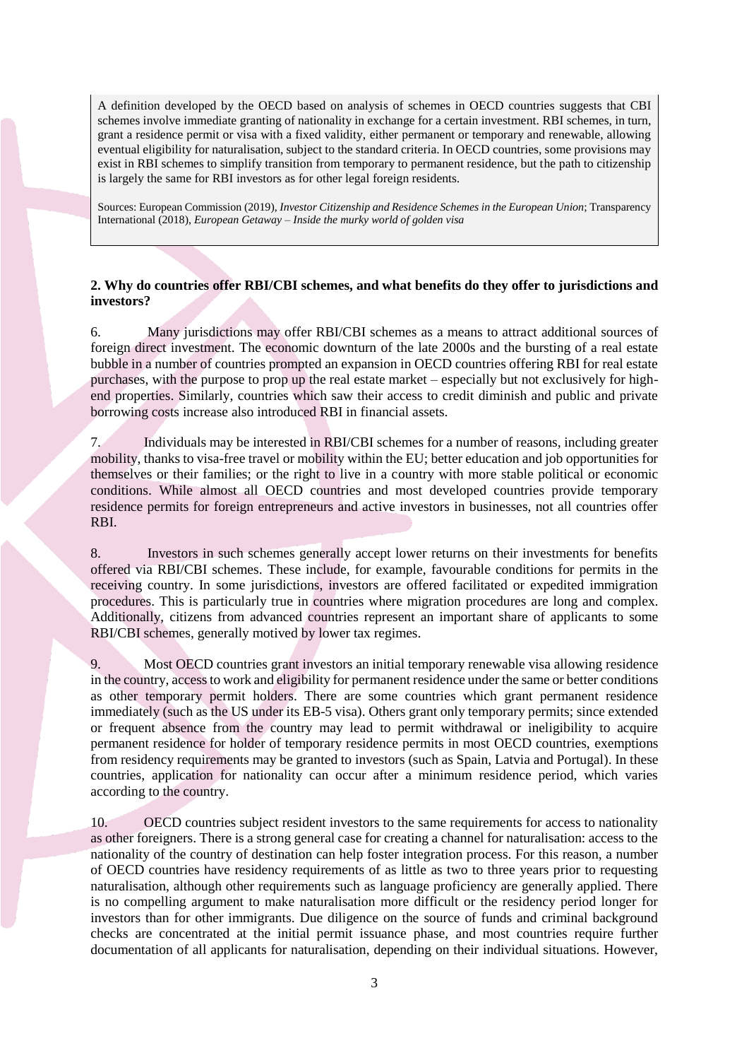A definition developed by the OECD based on analysis of schemes in OECD countries suggests that CBI schemes involve immediate granting of nationality in exchange for a certain investment. RBI schemes, in turn, grant a residence permit or visa with a fixed validity, either permanent or temporary and renewable, allowing eventual eligibility for naturalisation, subject to the standard criteria. In OECD countries, some provisions may exist in RBI schemes to simplify transition from temporary to permanent residence, but the path to citizenship is largely the same for RBI investors as for other legal foreign residents.

Sources: European Commission (2019), *Investor Citizenship and Residence Schemes in the European Union*; Transparency International (2018), *European Getaway – Inside the murky world of golden visa*

**2. Why do countries offer RBI/CBI schemes, and what benefits do they offer to jurisdictions and investors?**

6. Many jurisdictions may offer RBI/CBI schemes as a means to attract additional sources of foreign direct investment. The economic downturn of the late 2000s and the bursting of a real estate bubble in a number of countries prompted an expansion in OECD countries offering RBI for real estate purchases, with the purpose to prop up the real estate market – especially but not exclusively for high-end properties. Similarly, countries which saw their access to credit diminish and public and private borrowing costs increase also introduced RBI in financial assets.

7. Individuals may be interested in RBI/CBI schemes for a number of reasons, including greater mobility, thanks to visa-free travel or mobility within the EU; better education and job opportunities for themselves or their families; or the right to live in a country with more stable political or economic conditions. While almost all OECD countries and most developed countries provide temporary residence permits for foreign entrepreneurs and active investors in businesses, not all countries offer RBI.

8. Investors in such schemes generally accept lower returns on their investments for benefits offered via RBI/CBI schemes. These include, for example, favourable conditions for permits in the receiving country. In some jurisdictions, investors are offered facilitated or expedited immigration procedures. This is particularly true in countries where migration procedures are long and complex. Additionally, citizens from advanced countries represent an important share of applicants to some RBI/CBI schemes, generally motived by lower tax regimes.

9. Most OECD countries grant investors an initial temporary renewable visa allowing residence in the country, access to work and eligibility for permanent residence under the same or better conditions as other temporary permit holders. There are some countries which grant permanent residence immediately (such as the US under its EB-5 visa). Others grant only temporary permits; since extended or frequent absence from the country may lead to permit withdrawal or ineligibility to acquire permanent residence for holder of temporary residence permits in most OECD countries, exemptions from residency requirements may be granted to investors (such as Spain, Latvia and Portugal). In these countries, application for nationality can occur after a minimum residence period, which varies according to the country.

10. OECD countries subject resident investors to the same requirements for access to nationality as other foreigners. There is a strong general case for creating a channel for naturalisation: access to the nationality of the country of destination can help foster integration process. For this reason, a number of OECD countries have residency requirements of as little as two to three years prior to requesting naturalisation, although other requirements such as language proficiency are generally applied. There is no compelling argument to make naturalisation more difficult or the residency period longer for investors than for other immigrants. Due diligence on the source of funds and criminal background checks are concentrated at the initial permit issuance phase, and most countries require further documentation of all applicants for naturalisation, depending on their individual situations. However,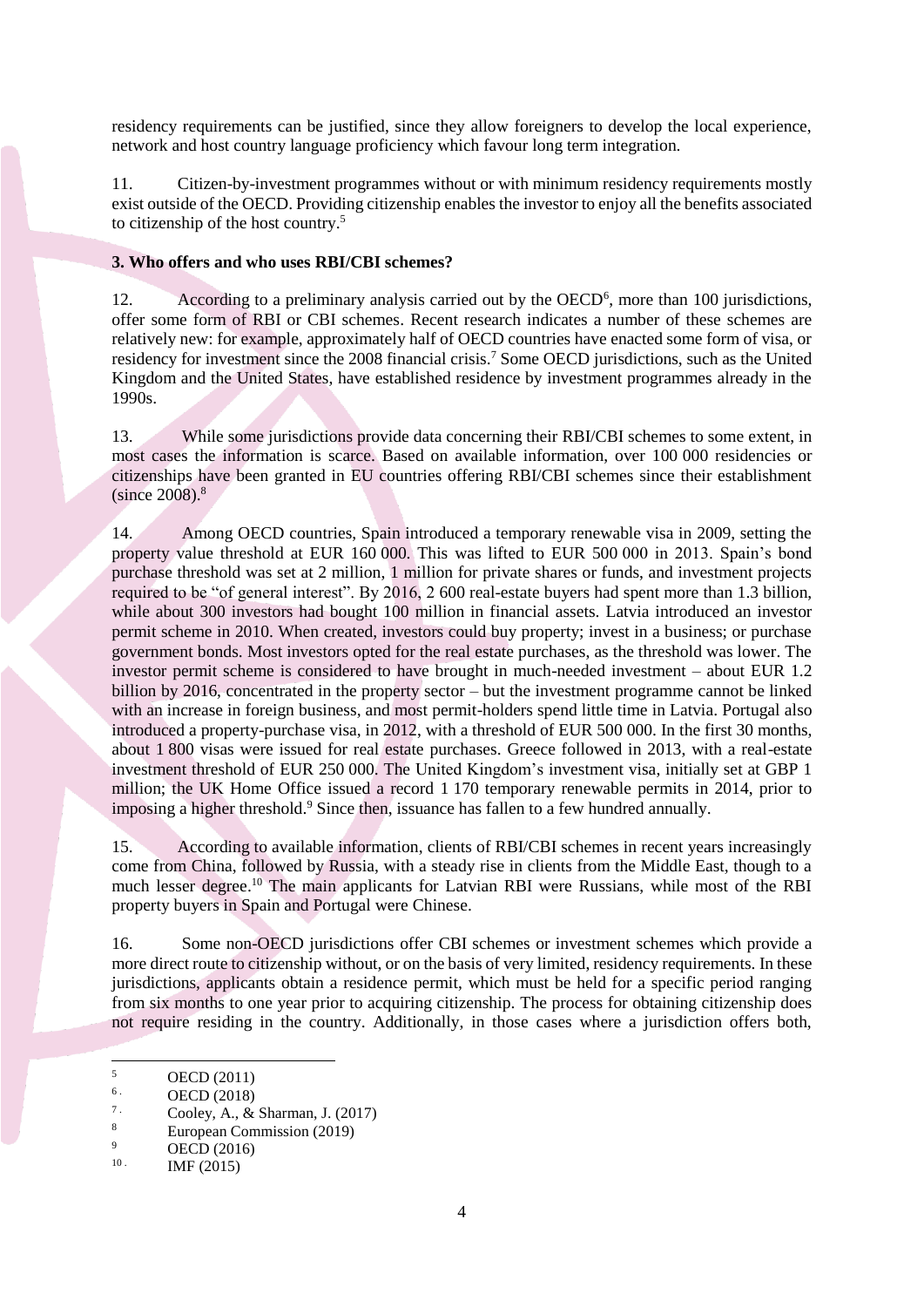residency requirements can be justified, since they allow foreigners to develop the local experience, network and host country language proficiency which favour long term integration.

11. Citizen-by-investment programmes without or with minimum residency requirements mostly exist outside of the OECD. Providing citizenship enables the investor to enjoy all the benefits associated to citizenship of the host country.[5]

**3. Who offers and who uses RBI/CBI schemes?**

12. According to a preliminary analysis carried out by the OECD[6], more than 100 jurisdictions, offer some form of RBI or CBI schemes. Recent research indicates a number of these schemes are relatively new: for example, approximately half of OECD countries have enacted some form of visa, or residency for investment since the 2008 financial crisis.[7] Some OECD jurisdictions, such as the United Kingdom and the United States, have established residence by investment programmes already in the 1990s.

13. While some jurisdictions provide data concerning their RBI/CBI schemes to some extent, in most cases the information is scarce. Based on available information, over 100 000 residencies or citizenships have been granted in EU countries offering RBI/CBI schemes since their establishment (since 2008).[8]

14. Among OECD countries, Spain introduced a temporary renewable visa in 2009, setting the property value threshold at EUR 160 000. This was lifted to EUR 500 000 in 2013. Spain's bond purchase threshold was set at 2 million, 1 million for private shares or funds, and investment projects required to be "of general interest". By 2016, 2 600 real-estate buyers had spent more than 1.3 billion, while about 300 investors had bought 100 million in financial assets. Latvia introduced an investor permit scheme in 2010. When created, investors could buy property; invest in a business; or purchase government bonds. Most investors opted for the real estate purchases, as the threshold was lower. The investor permit scheme is considered to have brought in much-needed investment – about EUR 1.2 billion by 2016, concentrated in the property sector – but the investment programme cannot be linked with an increase in foreign business, and most permit-holders spend little time in Latvia. Portugal also introduced a property-purchase visa, in 2012, with a threshold of EUR 500 000. In the first 30 months, about 1 800 visas were issued for real estate purchases. Greece followed in 2013, with a real-estate investment threshold of EUR 250 000. The United Kingdom's investment visa, initially set at GBP 1 million; the UK Home Office issued a record 1 170 temporary renewable permits in 2014, prior to imposing a higher threshold.[9] Since then, issuance has fallen to a few hundred annually.

15. According to available information, clients of RBI/CBI schemes in recent years increasingly come from China, followed by Russia, with a steady rise in clients from the Middle East, though to a much lesser degree.[10] The main applicants for Latvian RBI were Russians, while most of the RBI property buyers in Spain and Portugal were Chinese.

16. Some non-OECD jurisdictions offer CBI schemes or investment schemes which provide a more direct route to citizenship without, or on the basis of very limited, residency requirements. In these jurisdictions, applicants obtain a residence permit, which must be held for a specific period ranging from six months to one year prior to acquiring citizenship. The process for obtaining citizenship does not require residing in the country. Additionally, in those cases where a jurisdiction offers both,

---

[5] OECD (2011)
[6] OECD (2018)
[7] Cooley, A., & Sharman, J. (2017)
[8] European Commission (2019)
[9] OECD (2016)
[10] IMF (2015)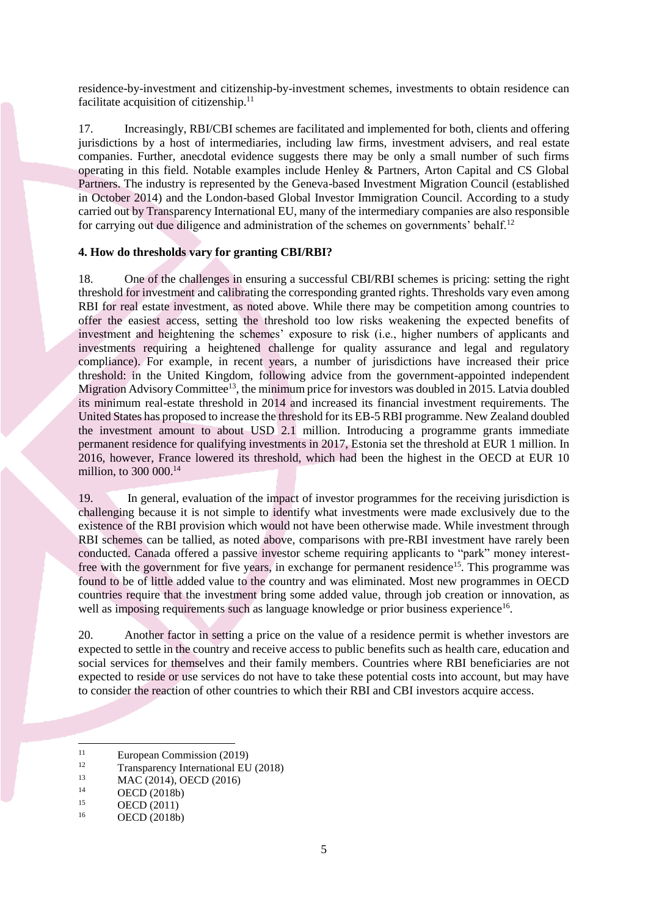residence-by-investment and citizenship-by-investment schemes, investments to obtain residence can facilitate acquisition of citizenship.[11]

17. Increasingly, RBI/CBI schemes are facilitated and implemented for both, clients and offering jurisdictions by a host of intermediaries, including law firms, investment advisers, and real estate companies. Further, anecdotal evidence suggests there may be only a small number of such firms operating in this field. Notable examples include Henley & Partners, Arton Capital and CS Global Partners. The industry is represented by the Geneva-based Investment Migration Council (established in October 2014) and the London-based Global Investor Immigration Council. According to a study carried out by Transparency International EU, many of the intermediary companies are also responsible for carrying out due diligence and administration of the schemes on governments' behalf.[12]

**4. How do thresholds vary for granting CBI/RBI?**

18. One of the challenges in ensuring a successful CBI/RBI schemes is pricing: setting the right threshold for investment and calibrating the corresponding granted rights. Thresholds vary even among RBI for real estate investment, as noted above. While there may be competition among countries to offer the easiest access, setting the threshold too low risks weakening the expected benefits of investment and heightening the schemes' exposure to risk (i.e., higher numbers of applicants and investments requiring a heightened challenge for quality assurance and legal and regulatory compliance). For example, in recent years, a number of jurisdictions have increased their price threshold: in the United Kingdom, following advice from the government-appointed independent Migration Advisory Committee[13], the minimum price for investors was doubled in 2015. Latvia doubled its minimum real-estate threshold in 2014 and increased its financial investment requirements. The United States has proposed to increase the threshold for its EB-5 RBI programme. New Zealand doubled the investment amount to about USD 2.1 million. Introducing a programme grants immediate permanent residence for qualifying investments in 2017, Estonia set the threshold at EUR 1 million. In 2016, however, France lowered its threshold, which had been the highest in the OECD at EUR 10 million, to 300 000.[14]

19. In general, evaluation of the impact of investor programmes for the receiving jurisdiction is challenging because it is not simple to identify what investments were made exclusively due to the existence of the RBI provision which would not have been otherwise made. While investment through RBI schemes can be tallied, as noted above, comparisons with pre-RBI investment have rarely been conducted. Canada offered a passive investor scheme requiring applicants to "park" money interest-free with the government for five years, in exchange for permanent residence[15]. This programme was found to be of little added value to the country and was eliminated. Most new programmes in OECD countries require that the investment bring some added value, through job creation or innovation, as well as imposing requirements such as language knowledge or prior business experience[16].

20. Another factor in setting a price on the value of a residence permit is whether investors are expected to settle in the country and receive access to public benefits such as health care, education and social services for themselves and their family members. Countries where RBI beneficiaries are not expected to reside or use services do not have to take these potential costs into account, but may have to consider the reaction of other countries to which their RBI and CBI investors acquire access.

---

[11] European Commission (2019)
[12] Transparency International EU (2018)
[13] MAC (2014), OECD (2016)
[14] OECD (2018b)
[15] OECD (2011)
[16] OECD (2018b)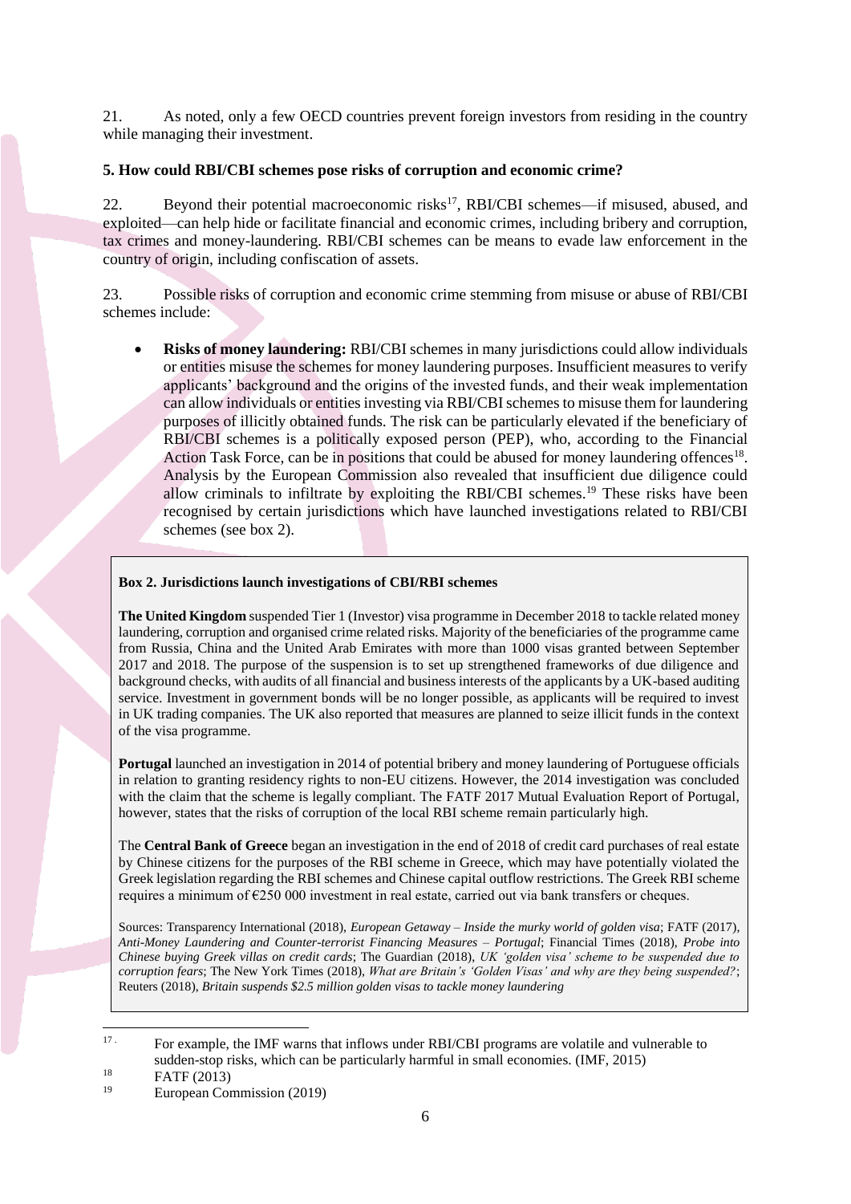21. As noted, only a few OECD countries prevent foreign investors from residing in the country while managing their investment.

### 5. How could RBI/CBI schemes pose risks of corruption and economic crime?

22. Beyond their potential macroeconomic risks[17], RBI/CBI schemes—if misused, abused, and exploited—can help hide or facilitate financial and economic crimes, including bribery and corruption, tax crimes and money-laundering. RBI/CBI schemes can be means to evade law enforcement in the country of origin, including confiscation of assets.

23. Possible risks of corruption and economic crime stemming from misuse or abuse of RBI/CBI schemes include:

- **Risks of money laundering:** RBI/CBI schemes in many jurisdictions could allow individuals or entities misuse the schemes for money laundering purposes. Insufficient measures to verify applicants' background and the origins of the invested funds, and their weak implementation can allow individuals or entities investing via RBI/CBI schemes to misuse them for laundering purposes of illicitly obtained funds. The risk can be particularly elevated if the beneficiary of RBI/CBI schemes is a politically exposed person (PEP), who, according to the Financial Action Task Force, can be in positions that could be abused for money laundering offences[18]. Analysis by the European Commission also revealed that insufficient due diligence could allow criminals to infiltrate by exploiting the RBI/CBI schemes.[19] These risks have been recognised by certain jurisdictions which have launched investigations related to RBI/CBI schemes (see box 2).

> **Box 2. Jurisdictions launch investigations of CBI/RBI schemes**
>
> **The United Kingdom** suspended Tier 1 (Investor) visa programme in December 2018 to tackle related money laundering, corruption and organised crime related risks. Majority of the beneficiaries of the programme came from Russia, China and the United Arab Emirates with more than 1000 visas granted between September 2017 and 2018. The purpose of the suspension is to set up strengthened frameworks of due diligence and background checks, with audits of all financial and business interests of the applicants by a UK-based auditing service. Investment in government bonds will be no longer possible, as applicants will be required to invest in UK trading companies. The UK also reported that measures are planned to seize illicit funds in the context of the visa programme.
>
> **Portugal** launched an investigation in 2014 of potential bribery and money laundering of Portuguese officials in relation to granting residency rights to non-EU citizens. However, the 2014 investigation was concluded with the claim that the scheme is legally compliant. The FATF 2017 Mutual Evaluation Report of Portugal, however, states that the risks of corruption of the local RBI scheme remain particularly high.
>
> The **Central Bank of Greece** began an investigation in the end of 2018 of credit card purchases of real estate by Chinese citizens for the purposes of the RBI scheme in Greece, which may have potentially violated the Greek legislation regarding the RBI schemes and Chinese capital outflow restrictions. The Greek RBI scheme requires a minimum of €250 000 investment in real estate, carried out via bank transfers or cheques.
>
> Sources: Transparency International (2018), *European Getaway – Inside the murky world of golden visa*; FATF (2017), *Anti-Money Laundering and Counter-terrorist Financing Measures – Portugal*; Financial Times (2018), *Probe into Chinese buying Greek villas on credit cards*; The Guardian (2018), *UK 'golden visa' scheme to be suspended due to corruption fears*; The New York Times (2018), *What are Britain's 'Golden Visas' and why are they being suspended?*; Reuters (2018), *Britain suspends $2.5 million golden visas to tackle money laundering*

---

[17] For example, the IMF warns that inflows under RBI/CBI programs are volatile and vulnerable to sudden-stop risks, which can be particularly harmful in small economies. (IMF, 2015)

[18] FATF (2013)

[19] European Commission (2019)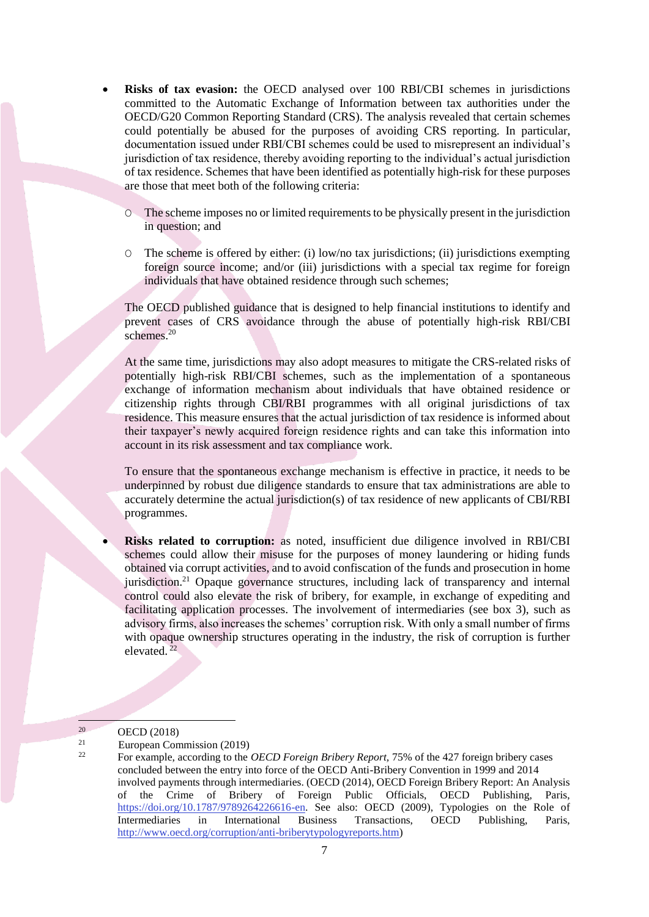- **Risks of tax evasion:** the OECD analysed over 100 RBI/CBI schemes in jurisdictions committed to the Automatic Exchange of Information between tax authorities under the OECD/G20 Common Reporting Standard (CRS). The analysis revealed that certain schemes could potentially be abused for the purposes of avoiding CRS reporting. In particular, documentation issued under RBI/CBI schemes could be used to misrepresent an individual's jurisdiction of tax residence, thereby avoiding reporting to the individual's actual jurisdiction of tax residence. Schemes that have been identified as potentially high-risk for these purposes are those that meet both of the following criteria:

  - The scheme imposes no or limited requirements to be physically present in the jurisdiction in question; and

  - The scheme is offered by either: (i) low/no tax jurisdictions; (ii) jurisdictions exempting foreign source income; and/or (iii) jurisdictions with a special tax regime for foreign individuals that have obtained residence through such schemes;

  The OECD published guidance that is designed to help financial institutions to identify and prevent cases of CRS avoidance through the abuse of potentially high-risk RBI/CBI schemes.[20]

  At the same time, jurisdictions may also adopt measures to mitigate the CRS-related risks of potentially high-risk RBI/CBI schemes, such as the implementation of a spontaneous exchange of information mechanism about individuals that have obtained residence or citizenship rights through CBI/RBI programmes with all original jurisdictions of tax residence. This measure ensures that the actual jurisdiction of tax residence is informed about their taxpayer's newly acquired foreign residence rights and can take this information into account in its risk assessment and tax compliance work.

  To ensure that the spontaneous exchange mechanism is effective in practice, it needs to be underpinned by robust due diligence standards to ensure that tax administrations are able to accurately determine the actual jurisdiction(s) of tax residence of new applicants of CBI/RBI programmes.

- **Risks related to corruption:** as noted, insufficient due diligence involved in RBI/CBI schemes could allow their misuse for the purposes of money laundering or hiding funds obtained via corrupt activities, and to avoid confiscation of the funds and prosecution in home jurisdiction.[21] Opaque governance structures, including lack of transparency and internal control could also elevate the risk of bribery, for example, in exchange of expediting and facilitating application processes. The involvement of intermediaries (see box 3), such as advisory firms, also increases the schemes' corruption risk. With only a small number of firms with opaque ownership structures operating in the industry, the risk of corruption is further elevated.[22]

---

[20] OECD (2018)

[21] European Commission (2019)

[22] For example, according to the *OECD Foreign Bribery Report*, 75% of the 427 foreign bribery cases concluded between the entry into force of the OECD Anti-Bribery Convention in 1999 and 2014 involved payments through intermediaries. (OECD (2014), OECD Foreign Bribery Report: An Analysis of the Crime of Bribery of Foreign Public Officials, OECD Publishing, Paris, https://doi.org/10.1787/9789264226616-en. See also: OECD (2009), Typologies on the Role of Intermediaries in International Business Transactions, OECD Publishing, Paris, http://www.oecd.org/corruption/anti-briberytypologyreports.htm)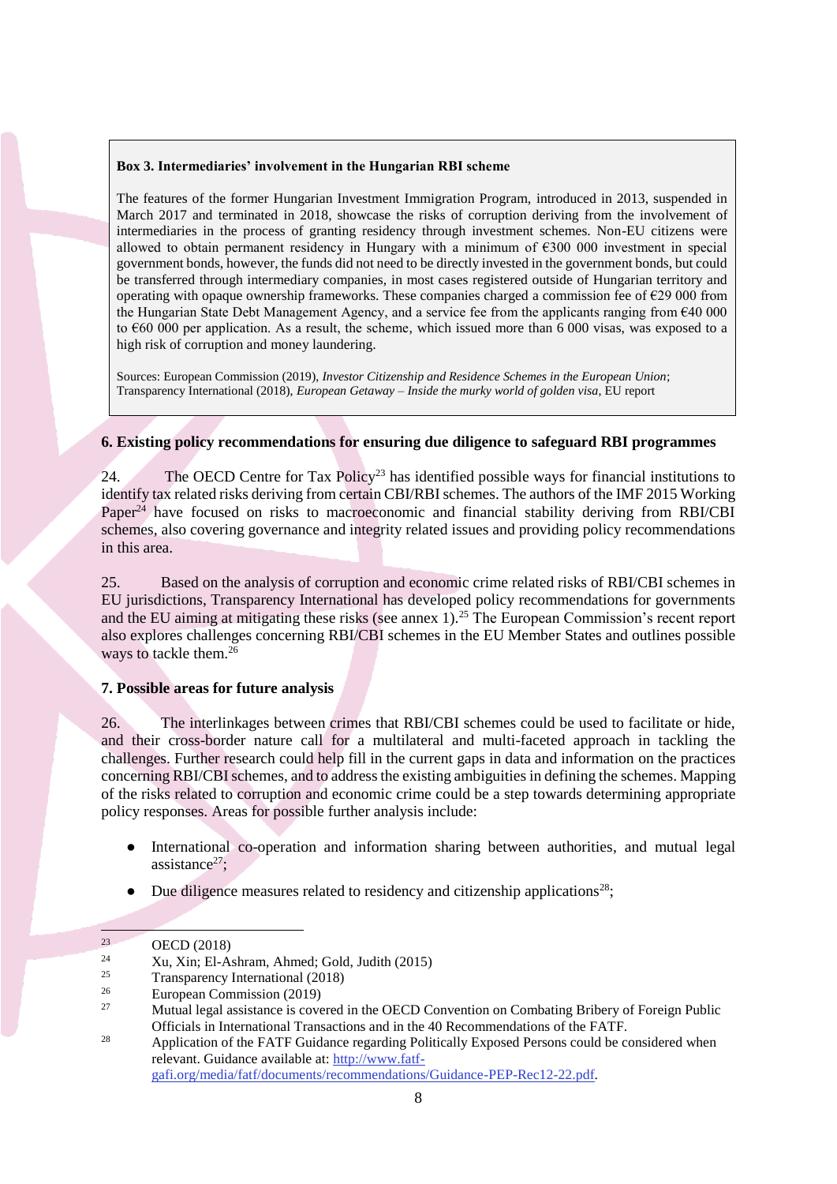**Box 3. Intermediaries' involvement in the Hungarian RBI scheme**

The features of the former Hungarian Investment Immigration Program, introduced in 2013, suspended in March 2017 and terminated in 2018, showcase the risks of corruption deriving from the involvement of intermediaries in the process of granting residency through investment schemes. Non-EU citizens were allowed to obtain permanent residency in Hungary with a minimum of €300 000 investment in special government bonds, however, the funds did not need to be directly invested in the government bonds, but could be transferred through intermediary companies, in most cases registered outside of Hungarian territory and operating with opaque ownership frameworks. These companies charged a commission fee of €29 000 from the Hungarian State Debt Management Agency, and a service fee from the applicants ranging from €40 000 to €60 000 per application. As a result, the scheme, which issued more than 6 000 visas, was exposed to a high risk of corruption and money laundering.

Sources: European Commission (2019), *Investor Citizenship and Residence Schemes in the European Union*; Transparency International (2018), *European Getaway – Inside the murky world of golden visa*, EU report

## 6. Existing policy recommendations for ensuring due diligence to safeguard RBI programmes

24. The OECD Centre for Tax Policy[23] has identified possible ways for financial institutions to identify tax related risks deriving from certain CBI/RBI schemes. The authors of the IMF 2015 Working Paper[24] have focused on risks to macroeconomic and financial stability deriving from RBI/CBI schemes, also covering governance and integrity related issues and providing policy recommendations in this area.

25. Based on the analysis of corruption and economic crime related risks of RBI/CBI schemes in EU jurisdictions, Transparency International has developed policy recommendations for governments and the EU aiming at mitigating these risks (see annex 1).[25] The European Commission's recent report also explores challenges concerning RBI/CBI schemes in the EU Member States and outlines possible ways to tackle them.[26]

## 7. Possible areas for future analysis

26. The interlinkages between crimes that RBI/CBI schemes could be used to facilitate or hide, and their cross-border nature call for a multilateral and multi-faceted approach in tackling the challenges. Further research could help fill in the current gaps in data and information on the practices concerning RBI/CBI schemes, and to address the existing ambiguities in defining the schemes. Mapping of the risks related to corruption and economic crime could be a step towards determining appropriate policy responses. Areas for possible further analysis include:

- International co-operation and information sharing between authorities, and mutual legal assistance[27];
- Due diligence measures related to residency and citizenship applications[28];

---

[23] OECD (2018)

[24] Xu, Xin; El-Ashram, Ahmed; Gold, Judith (2015)

[25] Transparency International (2018)

[26] European Commission (2019)

[27] Mutual legal assistance is covered in the OECD Convention on Combating Bribery of Foreign Public Officials in International Transactions and in the 40 Recommendations of the FATF.

[28] Application of the FATF Guidance regarding Politically Exposed Persons could be considered when relevant. Guidance available at: http://www.fatf-gafi.org/media/fatf/documents/recommendations/Guidance-PEP-Rec12-22.pdf.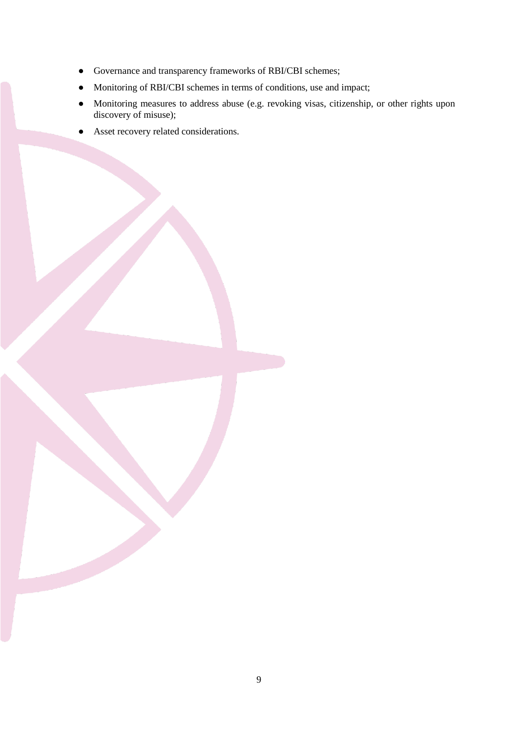- Governance and transparency frameworks of RBI/CBI schemes;
- Monitoring of RBI/CBI schemes in terms of conditions, use and impact;
- Monitoring measures to address abuse (e.g. revoking visas, citizenship, or other rights upon discovery of misuse);
- Asset recovery related considerations.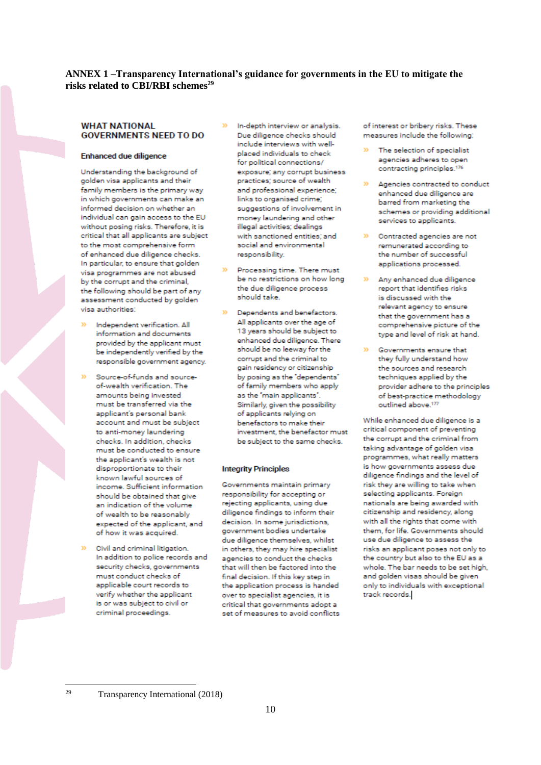**ANNEX 1 –Transparency International's guidance for governments in the EU to mitigate the risks related to CBI/RBI schemes**[29]

## WHAT NATIONAL GOVERNMENTS NEED TO DO

### Enhanced due diligence

Understanding the background of golden visa applicants and their family members is the primary way in which governments can make an informed decision on whether an individual can gain access to the EU without posing risks. Therefore, it is critical that all applicants are subject to the most comprehensive form of enhanced due diligence checks. In particular, to ensure that golden visa programmes are not abused by the corrupt and the criminal, the following should be part of any assessment conducted by golden visa authorities:

- Independent verification. All information and documents provided by the applicant must be independently verified by the responsible government agency.
- Source-of-funds and source-of-wealth verification. The amounts being invested must be transferred via the applicant's personal bank account and must be subject to anti-money laundering checks. In addition, checks must be conducted to ensure the applicant's wealth is not disproportionate to their known lawful sources of income. Sufficient information should be obtained that give an indication of the volume of wealth to be reasonably expected of the applicant, and of how it was acquired.
- Civil and criminal litigation. In addition to police records and security checks, governments must conduct checks of applicable court records to verify whether the applicant is or was subject to civil or criminal proceedings.
- In-depth interview or analysis. Due diligence checks should include interviews with well-placed individuals to check for political connections/exposure; any corrupt business practices; source of wealth and professional experience; links to organised crime; suggestions of involvement in money laundering and other illegal activities; dealings with sanctioned entities; and social and environmental responsibility.
- Processing time. There must be no restrictions on how long the due diligence process should take.
- Dependents and benefactors. All applicants over the age of 13 years should be subject to enhanced due diligence. There should be no leeway for the corrupt and the criminal to gain residency or citizenship by posing as the "dependents" of family members who apply as the "main applicants". Similarly, given the possibility of applicants relying on benefactors to make their investment, the benefactor must be subject to the same checks.

### Integrity Principles

Governments maintain primary responsibility for accepting or rejecting applicants, using due diligence findings to inform their decision. In some jurisdictions, government bodies undertake due diligence themselves, whilst in others, they may hire specialist agencies to conduct the checks that will then be factored into the final decision. If this key step in the application process is handed over to specialist agencies, it is critical that governments adopt a set of measures to avoid conflicts of interest or bribery risks. These measures include the following:

- The selection of specialist agencies adheres to open contracting principles.[176]
- Agencies contracted to conduct enhanced due diligence are barred from marketing the schemes or providing additional services to applicants.
- Contracted agencies are not remunerated according to the number of successful applications processed.
- Any enhanced due diligence report that identifies risks is discussed with the relevant agency to ensure that the government has a comprehensive picture of the type and level of risk at hand.
- Governments ensure that they fully understand how the sources and research techniques applied by the provider adhere to the principles of best-practice methodology outlined above.[177]

While enhanced due diligence is a critical component of preventing the corrupt and the criminal from taking advantage of golden visa programmes, what really matters is how governments assess due diligence findings and the level of risk they are willing to take when selecting applicants. Foreign nationals are being awarded with citizenship and residency, along with all the rights that come with them, for life. Governments should use due diligence to assess the risks an applicant poses not only to the country but also to the EU as a whole. The bar needs to be set high, and golden visas should be given only to individuals with exceptional track records.

---

[29] Transparency International (2018)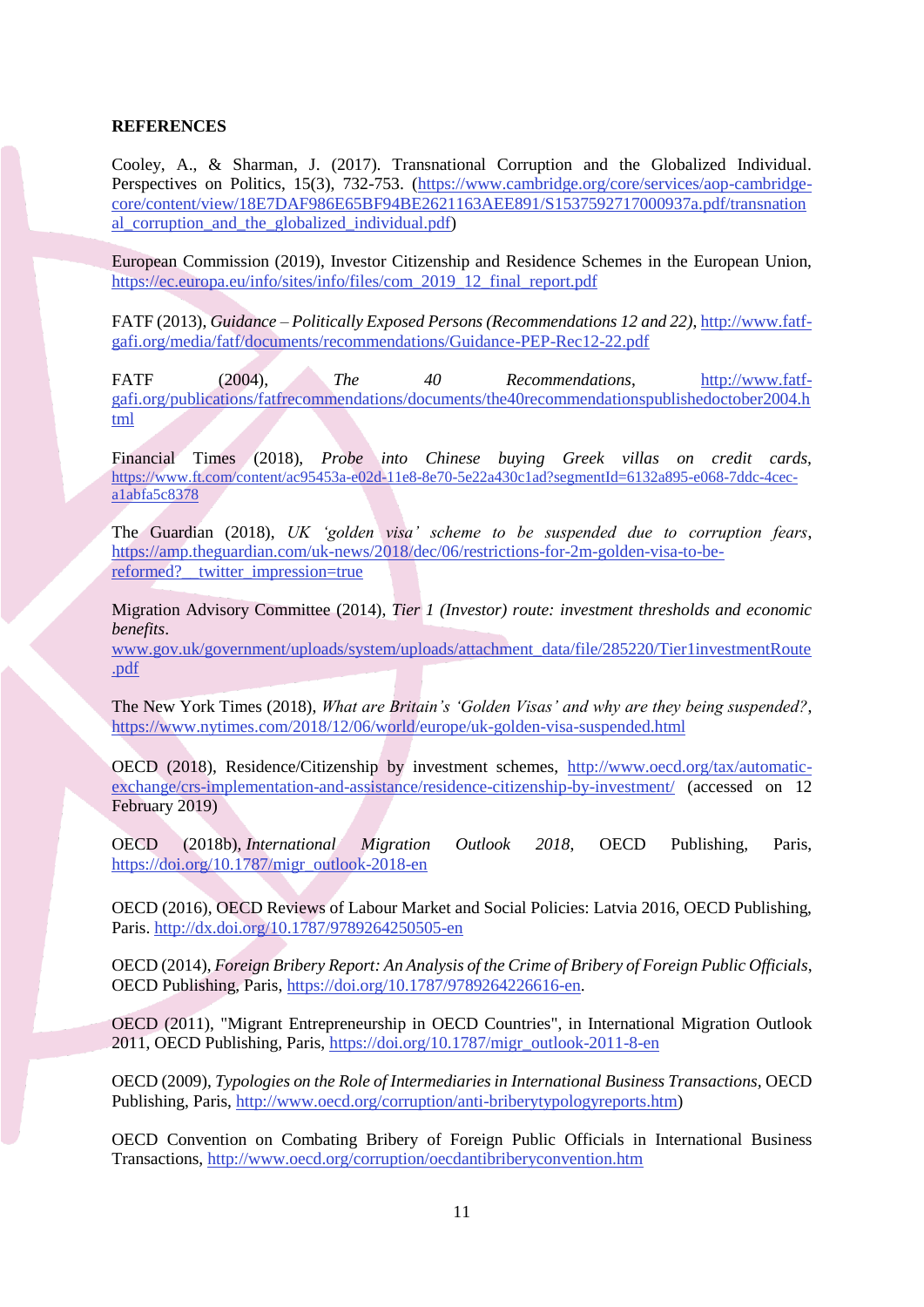**REFERENCES**

Cooley, A., & Sharman, J. (2017). Transnational Corruption and the Globalized Individual. Perspectives on Politics, 15(3), 732-753. (https://www.cambridge.org/core/services/aop-cambridge-core/content/view/18E7DAF986E65BF94BE2621163AEE891/S1537592717000937a.pdf/transnational_corruption_and_the_globalized_individual.pdf)

European Commission (2019), Investor Citizenship and Residence Schemes in the European Union, https://ec.europa.eu/info/sites/info/files/com_2019_12_final_report.pdf

FATF (2013), *Guidance – Politically Exposed Persons (Recommendations 12 and 22)*, http://www.fatf-gafi.org/media/fatf/documents/recommendations/Guidance-PEP-Rec12-22.pdf

FATF (2004), *The 40 Recommendations*, http://www.fatf-gafi.org/publications/fatfrecommendations/documents/the40recommendationspublishedoctober2004.html

Financial Times (2018), *Probe into Chinese buying Greek villas on credit cards*, https://www.ft.com/content/ac95453a-e02d-11e8-8e70-5e22a430c1ad?segmentId=6132a895-e068-7ddc-4cec-a1abfa5c8378

The Guardian (2018), *UK 'golden visa' scheme to be suspended due to corruption fears*, https://amp.theguardian.com/uk-news/2018/dec/06/restrictions-for-2m-golden-visa-to-be-reformed?__twitter_impression=true

Migration Advisory Committee (2014), *Tier 1 (Investor) route: investment thresholds and economic benefits*. www.gov.uk/government/uploads/system/uploads/attachment_data/file/285220/Tier1investmentRoute.pdf

The New York Times (2018), *What are Britain's 'Golden Visas' and why are they being suspended?*, https://www.nytimes.com/2018/12/06/world/europe/uk-golden-visa-suspended.html

OECD (2018), Residence/Citizenship by investment schemes, http://www.oecd.org/tax/automatic-exchange/crs-implementation-and-assistance/residence-citizenship-by-investment/ (accessed on 12 February 2019)

OECD (2018b), *International Migration Outlook 2018*, OECD Publishing, Paris, https://doi.org/10.1787/migr_outlook-2018-en

OECD (2016), OECD Reviews of Labour Market and Social Policies: Latvia 2016, OECD Publishing, Paris. http://dx.doi.org/10.1787/9789264250505-en

OECD (2014), *Foreign Bribery Report: An Analysis of the Crime of Bribery of Foreign Public Officials*, OECD Publishing, Paris, https://doi.org/10.1787/9789264226616-en.

OECD (2011), "Migrant Entrepreneurship in OECD Countries", in International Migration Outlook 2011, OECD Publishing, Paris, https://doi.org/10.1787/migr_outlook-2011-8-en

OECD (2009), *Typologies on the Role of Intermediaries in International Business Transactions*, OECD Publishing, Paris, http://www.oecd.org/corruption/anti-briberytypologyreports.htm)

OECD Convention on Combating Bribery of Foreign Public Officials in International Business Transactions, http://www.oecd.org/corruption/oecdantibriberyconvention.htm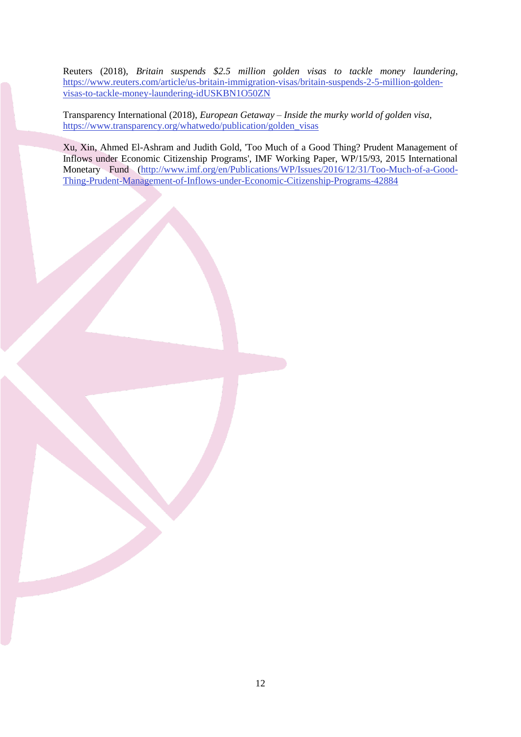Reuters (2018), *Britain suspends $2.5 million golden visas to tackle money laundering*, https://www.reuters.com/article/us-britain-immigration-visas/britain-suspends-2-5-million-golden-visas-to-tackle-money-laundering-idUSKBN1O50ZN

Transparency International (2018), *European Getaway – Inside the murky world of golden visa*, https://www.transparency.org/whatwedo/publication/golden_visas

Xu, Xin, Ahmed El-Ashram and Judith Gold, 'Too Much of a Good Thing? Prudent Management of Inflows under Economic Citizenship Programs', IMF Working Paper, WP/15/93, 2015 International Monetary Fund (http://www.imf.org/en/Publications/WP/Issues/2016/12/31/Too-Much-of-a-Good-Thing-Prudent-Management-of-Inflows-under-Economic-Citizenship-Programs-42884